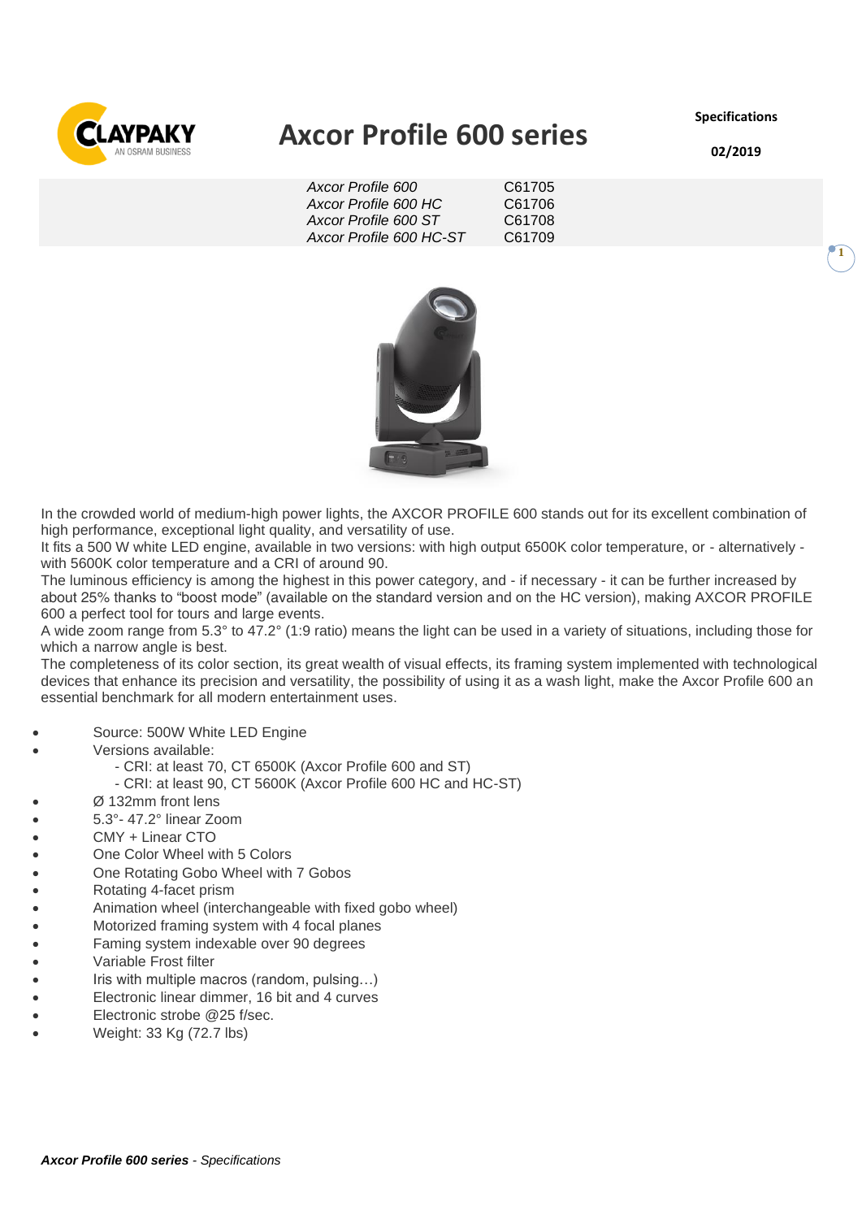CLAYPAKY
AN OSRAM BUSINESS

# Axcor Profile 600 series

**Specifications**

**02/2019**

| | |
|---|---|
| *Axcor Profile 600* | C61705 |
| *Axcor Profile 600 HC* | C61706 |
| *Axcor Profile 600 ST* | C61708 |
| *Axcor Profile 600 HC-ST* | C61709 |

In the crowded world of medium-high power lights, the AXCOR PROFILE 600 stands out for its excellent combination of high performance, exceptional light quality, and versatility of use.
It fits a 500 W white LED engine, available in two versions: with high output 6500K color temperature, or - alternatively - with 5600K color temperature and a CRI of around 90.
The luminous efficiency is among the highest in this power category, and - if necessary - it can be further increased by about 25% thanks to "boost mode" (available on the standard version and on the HC version), making AXCOR PROFILE 600 a perfect tool for tours and large events.
A wide zoom range from 5.3° to 47.2° (1:9 ratio) means the light can be used in a variety of situations, including those for which a narrow angle is best.
The completeness of its color section, its great wealth of visual effects, its framing system implemented with technological devices that enhance its precision and versatility, the possibility of using it as a wash light, make the Axcor Profile 600 an essential benchmark for all modern entertainment uses.

- Source: 500W White LED Engine
- Versions available:
  - CRI: at least 70, CT 6500K (Axcor Profile 600 and ST)
  - CRI: at least 90, CT 5600K (Axcor Profile 600 HC and HC-ST)
- Ø 132mm front lens
- 5.3°- 47.2° linear Zoom
- CMY + Linear CTO
- One Color Wheel with 5 Colors
- One Rotating Gobo Wheel with 7 Gobos
- Rotating 4-facet prism
- Animation wheel (interchangeable with fixed gobo wheel)
- Motorized framing system with 4 focal planes
- Faming system indexable over 90 degrees
- Variable Frost filter
- Iris with multiple macros (random, pulsing…)
- Electronic linear dimmer, 16 bit and 4 curves
- Electronic strobe @25 f/sec.
- Weight: 33 Kg (72.7 lbs)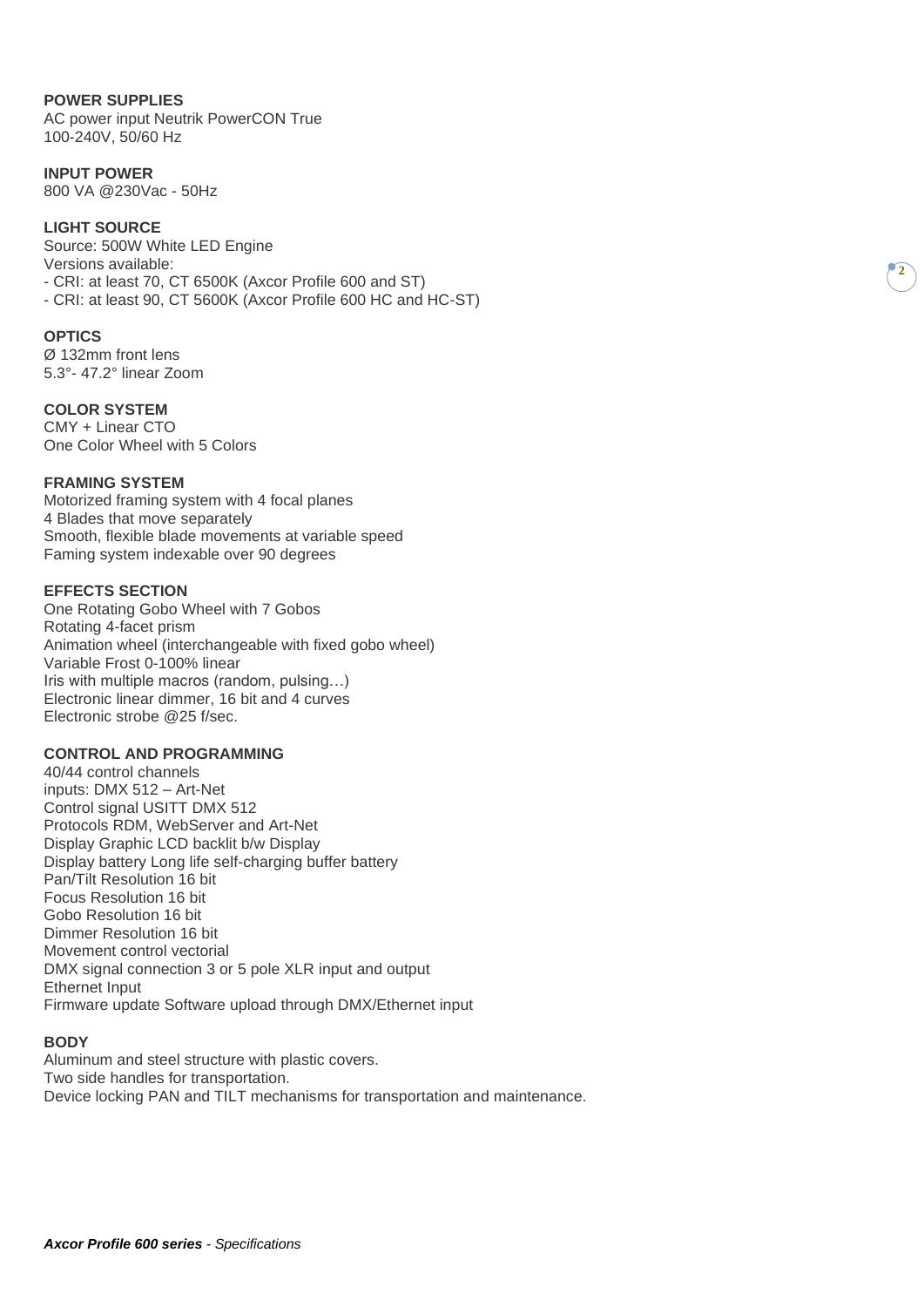### POWER SUPPLIES

AC power input Neutrik PowerCON True
100-240V, 50/60 Hz

### INPUT POWER

800 VA @230Vac - 50Hz

### LIGHT SOURCE

Source: 500W White LED Engine
Versions available:
- CRI: at least 70, CT 6500K (Axcor Profile 600 and ST)
- CRI: at least 90, CT 5600K (Axcor Profile 600 HC and HC-ST)

### OPTICS

Ø 132mm front lens
5.3°- 47.2° linear Zoom

### COLOR SYSTEM

CMY + Linear CTO
One Color Wheel with 5 Colors

### FRAMING SYSTEM

Motorized framing system with 4 focal planes
4 Blades that move separately
Smooth, flexible blade movements at variable speed
Faming system indexable over 90 degrees

### EFFECTS SECTION

One Rotating Gobo Wheel with 7 Gobos
Rotating 4-facet prism
Animation wheel (interchangeable with fixed gobo wheel)
Variable Frost 0-100% linear
Iris with multiple macros (random, pulsing…)
Electronic linear dimmer, 16 bit and 4 curves
Electronic strobe @25 f/sec.

### CONTROL AND PROGRAMMING

40/44 control channels
inputs: DMX 512 – Art-Net
Control signal USITT DMX 512
Protocols RDM, WebServer and Art-Net
Display Graphic LCD backlit b/w Display
Display battery Long life self-charging buffer battery
Pan/Tilt Resolution 16 bit
Focus Resolution 16 bit
Gobo Resolution 16 bit
Dimmer Resolution 16 bit
Movement control vectorial
DMX signal connection 3 or 5 pole XLR input and output
Ethernet Input
Firmware update Software upload through DMX/Ethernet input

### BODY

Aluminum and steel structure with plastic covers.
Two side handles for transportation.
Device locking PAN and TILT mechanisms for transportation and maintenance.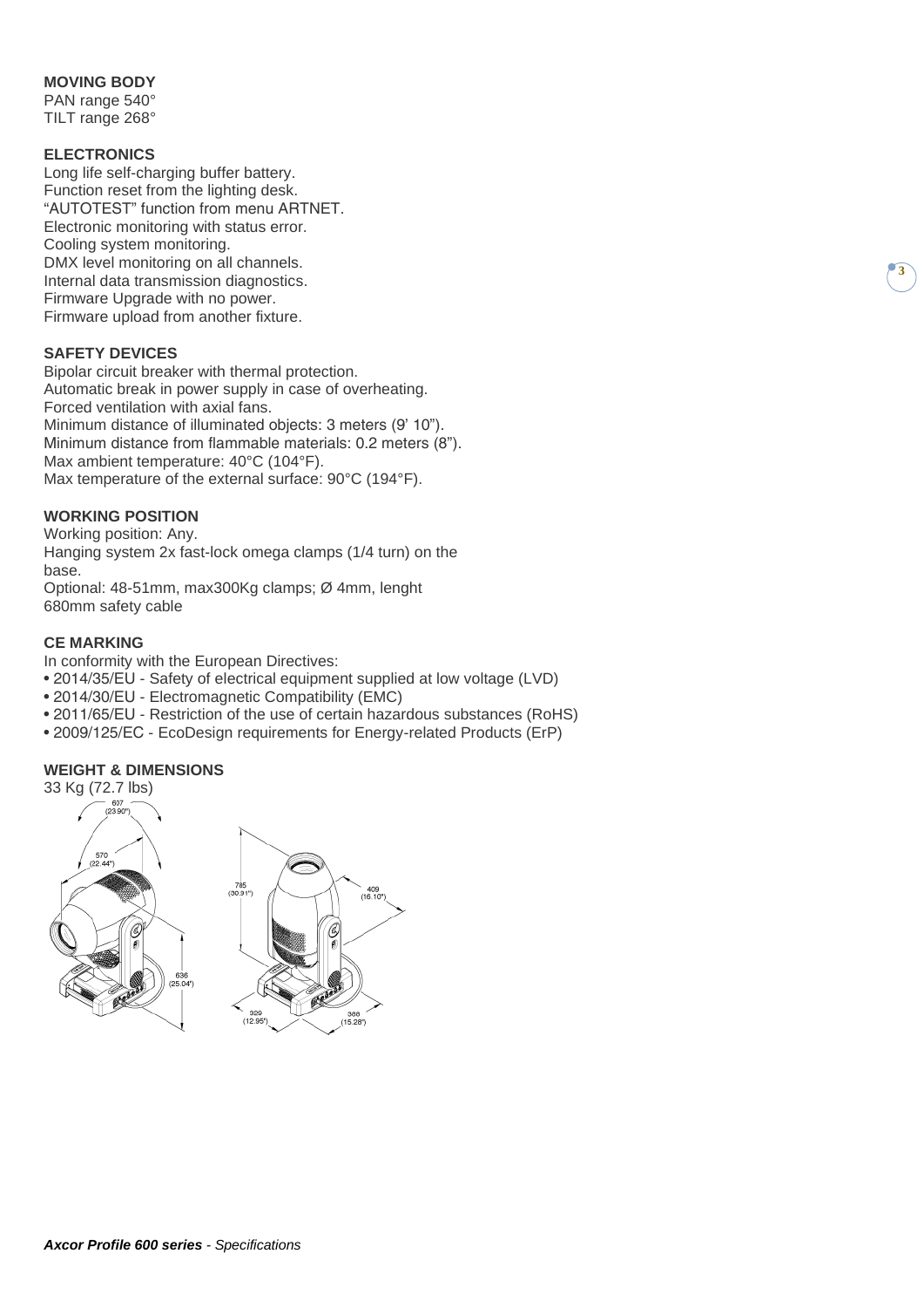**MOVING BODY**

PAN range 540°
TILT range 268°

**ELECTRONICS**

Long life self-charging buffer battery.
Function reset from the lighting desk.
"AUTOTEST" function from menu ARTNET.
Electronic monitoring with status error.
Cooling system monitoring.
DMX level monitoring on all channels.
Internal data transmission diagnostics.
Firmware Upgrade with no power.
Firmware upload from another fixture.

**SAFETY DEVICES**

Bipolar circuit breaker with thermal protection.
Automatic break in power supply in case of overheating.
Forced ventilation with axial fans.
Minimum distance of illuminated objects: 3 meters (9' 10").
Minimum distance from flammable materials: 0.2 meters (8").
Max ambient temperature: 40°C (104°F).
Max temperature of the external surface: 90°C (194°F).

**WORKING POSITION**

Working position: Any.
Hanging system 2x fast-lock omega clamps (1/4 turn) on the base.
Optional: 48-51mm, max300Kg clamps; Ø 4mm, lenght 680mm safety cable

**CE MARKING**

In conformity with the European Directives:

- 2014/35/EU - Safety of electrical equipment supplied at low voltage (LVD)
- 2014/30/EU - Electromagnetic Compatibility (EMC)
- 2011/65/EU - Restriction of the use of certain hazardous substances (RoHS)
- 2009/125/EC - EcoDesign requirements for Energy-related Products (ErP)

**WEIGHT & DIMENSIONS**

33 Kg (72.7 lbs)

607 (23.90")
570 (22.44")
636 (25.04")
785 (30.91")
409 (16.10")
329 (12.95")
388 (15.28")